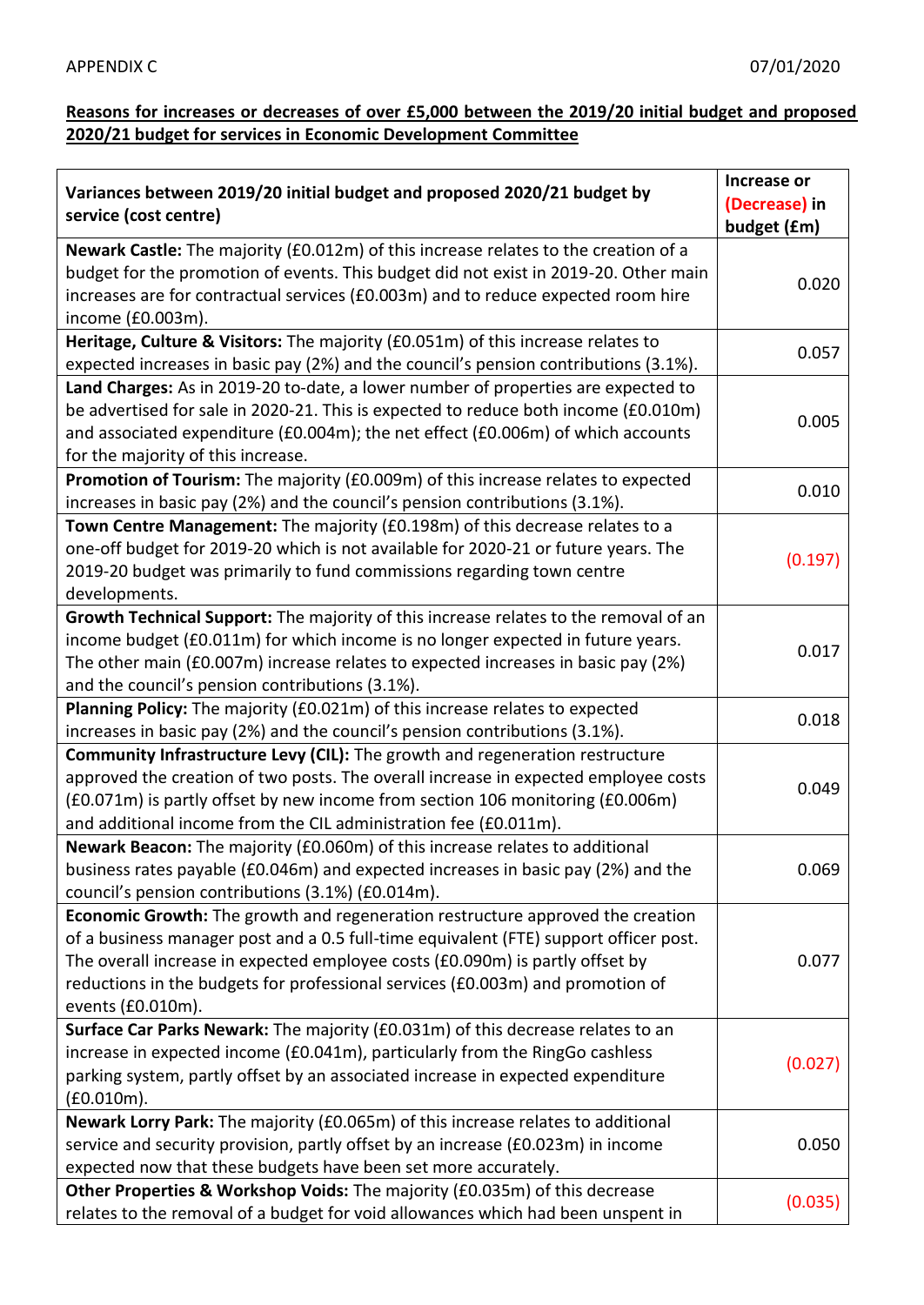APPENDIX C

07/01/2020

**Reasons for increases or decreases of over £5,000 between the 2019/20 initial budget and proposed 2020/21 budget for services in Economic Development Committee**

| Variances between 2019/20 initial budget and proposed 2020/21 budget by service (cost centre) | Increase or (Decrease) in budget (£m) |
|---|---|
| **Newark Castle:** The majority (£0.012m) of this increase relates to the creation of a budget for the promotion of events. This budget did not exist in 2019-20. Other main increases are for contractual services (£0.003m) and to reduce expected room hire income (£0.003m). | 0.020 |
| **Heritage, Culture & Visitors:** The majority (£0.051m) of this increase relates to expected increases in basic pay (2%) and the council's pension contributions (3.1%). | 0.057 |
| **Land Charges:** As in 2019-20 to-date, a lower number of properties are expected to be advertised for sale in 2020-21. This is expected to reduce both income (£0.010m) and associated expenditure (£0.004m); the net effect (£0.006m) of which accounts for the majority of this increase. | 0.005 |
| **Promotion of Tourism:** The majority (£0.009m) of this increase relates to expected increases in basic pay (2%) and the council's pension contributions (3.1%). | 0.010 |
| **Town Centre Management:** The majority (£0.198m) of this decrease relates to a one-off budget for 2019-20 which is not available for 2020-21 or future years. The 2019-20 budget was primarily to fund commissions regarding town centre developments. | (0.197) |
| **Growth Technical Support:** The majority of this increase relates to the removal of an income budget (£0.011m) for which income is no longer expected in future years. The other main (£0.007m) increase relates to expected increases in basic pay (2%) and the council's pension contributions (3.1%). | 0.017 |
| **Planning Policy:** The majority (£0.021m) of this increase relates to expected increases in basic pay (2%) and the council's pension contributions (3.1%). | 0.018 |
| **Community Infrastructure Levy (CIL):** The growth and regeneration restructure approved the creation of two posts. The overall increase in expected employee costs (£0.071m) is partly offset by new income from section 106 monitoring (£0.006m) and additional income from the CIL administration fee (£0.011m). | 0.049 |
| **Newark Beacon:** The majority (£0.060m) of this increase relates to additional business rates payable (£0.046m) and expected increases in basic pay (2%) and the council's pension contributions (3.1%) (£0.014m). | 0.069 |
| **Economic Growth:** The growth and regeneration restructure approved the creation of a business manager post and a 0.5 full-time equivalent (FTE) support officer post. The overall increase in expected employee costs (£0.090m) is partly offset by reductions in the budgets for professional services (£0.003m) and promotion of events (£0.010m). | 0.077 |
| **Surface Car Parks Newark:** The majority (£0.031m) of this decrease relates to an increase in expected income (£0.041m), particularly from the RingGo cashless parking system, partly offset by an associated increase in expected expenditure (£0.010m). | (0.027) |
| **Newark Lorry Park:** The majority (£0.065m) of this increase relates to additional service and security provision, partly offset by an increase (£0.023m) in income expected now that these budgets have been set more accurately. | 0.050 |
| **Other Properties & Workshop Voids:** The majority (£0.035m) of this decrease relates to the removal of a budget for void allowances which had been unspent in | (0.035) |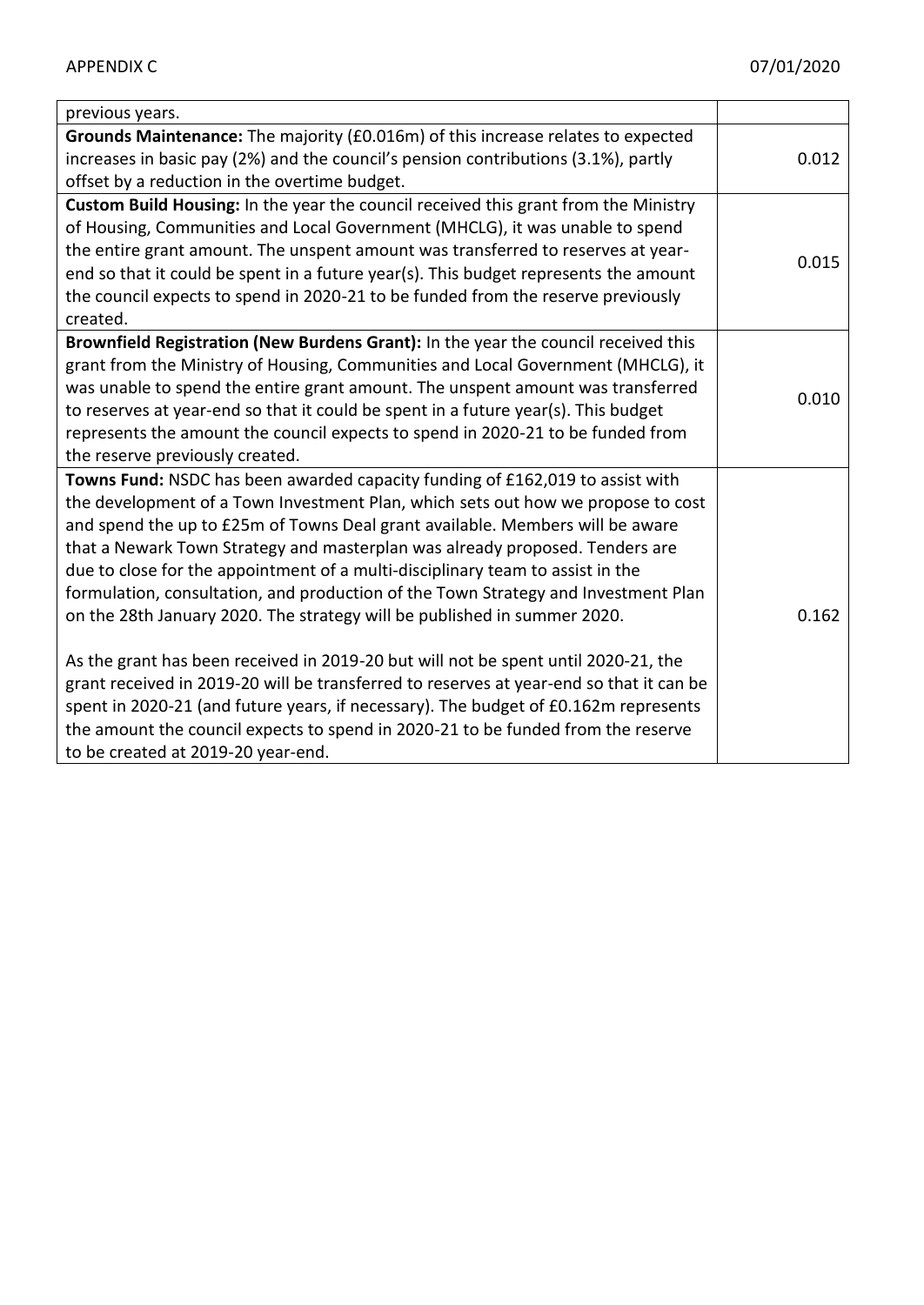| | |
|---|---|
| previous years. | |
| **Grounds Maintenance:** The majority (£0.016m) of this increase relates to expected increases in basic pay (2%) and the council's pension contributions (3.1%), partly offset by a reduction in the overtime budget. | 0.012 |
| **Custom Build Housing:** In the year the council received this grant from the Ministry of Housing, Communities and Local Government (MHCLG), it was unable to spend the entire grant amount. The unspent amount was transferred to reserves at year-end so that it could be spent in a future year(s). This budget represents the amount the council expects to spend in 2020-21 to be funded from the reserve previously created. | 0.015 |
| **Brownfield Registration (New Burdens Grant):** In the year the council received this grant from the Ministry of Housing, Communities and Local Government (MHCLG), it was unable to spend the entire grant amount. The unspent amount was transferred to reserves at year-end so that it could be spent in a future year(s). This budget represents the amount the council expects to spend in 2020-21 to be funded from the reserve previously created. | 0.010 |
| **Towns Fund:** NSDC has been awarded capacity funding of £162,019 to assist with the development of a Town Investment Plan, which sets out how we propose to cost and spend the up to £25m of Towns Deal grant available. Members will be aware that a Newark Town Strategy and masterplan was already proposed. Tenders are due to close for the appointment of a multi-disciplinary team to assist in the formulation, consultation, and production of the Town Strategy and Investment Plan on the 28th January 2020. The strategy will be published in summer 2020.<br><br>As the grant has been received in 2019-20 but will not be spent until 2020-21, the grant received in 2019-20 will be transferred to reserves at year-end so that it can be spent in 2020-21 (and future years, if necessary). The budget of £0.162m represents the amount the council expects to spend in 2020-21 to be funded from the reserve to be created at 2019-20 year-end. | 0.162 |